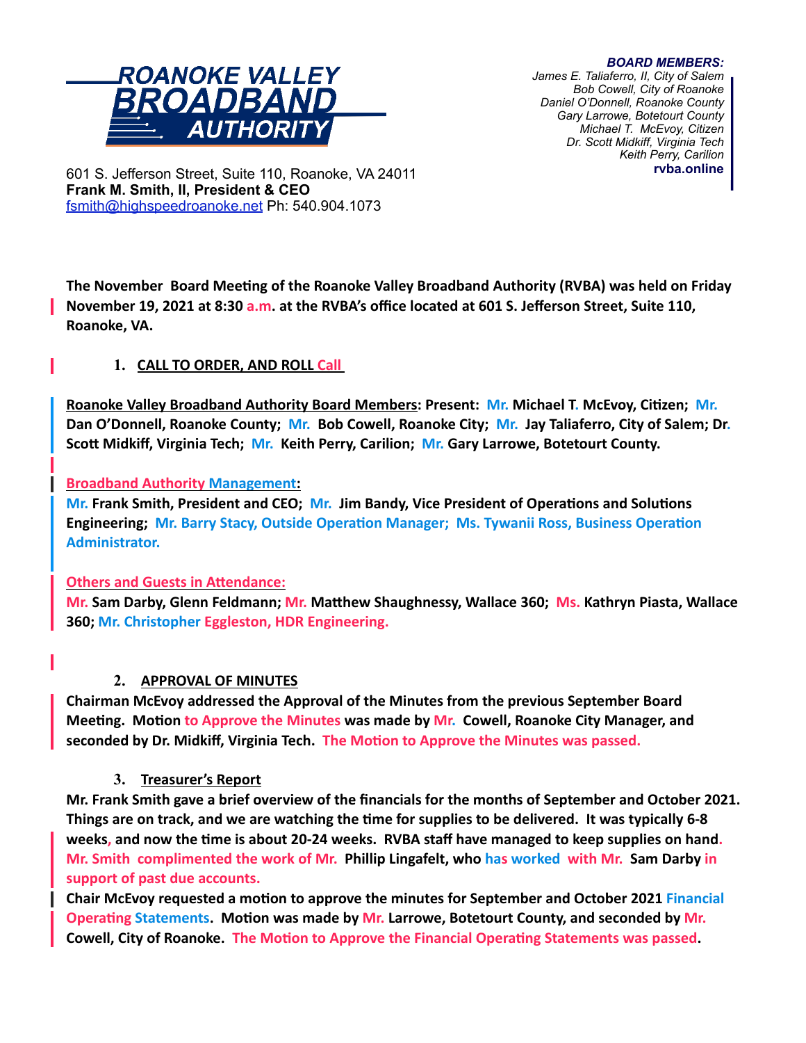**ROANOKE VALLEY BROADBAND AUTHORITY**

601 S. Jefferson Street, Suite 110, Roanoke, VA 24011
**Frank M. Smith, II, President & CEO**
fsmith@highspeedroanoke.net Ph: 540.904.1073

***BOARD MEMBERS:***
*James E. Taliaferro, II, City of Salem*
*Bob Cowell, City of Roanoke*
*Daniel O'Donnell, Roanoke County*
*Gary Larrowe, Botetourt County*
*Michael T. McEvoy, Citizen*
*Dr. Scott Midkiff, Virginia Tech*
*Keith Perry, Carilion*
**rvba.online**

**The November Board Meeting of the Roanoke Valley Broadband Authority (RVBA) was held on Friday November 19, 2021 at 8:30 a.m. at the RVBA's office located at 601 S. Jefferson Street, Suite 110, Roanoke, VA.**

1. **CALL TO ORDER, AND ROLL Call**

**Roanoke Valley Broadband Authority Board Members: Present: Mr. Michael T. McEvoy, Citizen; Mr. Dan O'Donnell, Roanoke County; Mr. Bob Cowell, Roanoke City; Mr. Jay Taliaferro, City of Salem; Dr. Scott Midkiff, Virginia Tech; Mr. Keith Perry, Carilion; Mr. Gary Larrowe, Botetourt County.**

**Broadband Authority Management:**
**Mr. Frank Smith, President and CEO; Mr. Jim Bandy, Vice President of Operations and Solutions Engineering; Mr. Barry Stacy, Outside Operation Manager; Ms. Tywanii Ross, Business Operation Administrator.**

**Others and Guests in Attendance:**
**Mr. Sam Darby, Glenn Feldmann; Mr. Matthew Shaughnessy, Wallace 360; Ms. Kathryn Piasta, Wallace 360; Mr. Christopher Eggleston, HDR Engineering.**

2. **APPROVAL OF MINUTES**

**Chairman McEvoy addressed the Approval of the Minutes from the previous September Board Meeting. Motion to Approve the Minutes was made by Mr. Cowell, Roanoke City Manager, and seconded by Dr. Midkiff, Virginia Tech. The Motion to Approve the Minutes was passed.**

3. **Treasurer's Report**

**Mr. Frank Smith gave a brief overview of the financials for the months of September and October 2021. Things are on track, and we are watching the time for supplies to be delivered. It was typically 6-8 weeks, and now the time is about 20-24 weeks. RVBA staff have managed to keep supplies on hand. Mr. Smith complimented the work of Mr. Phillip Lingafelt, who has worked with Mr. Sam Darby in support of past due accounts.**

**Chair McEvoy requested a motion to approve the minutes for September and October 2021 Financial Operating Statements. Motion was made by Mr. Larrowe, Botetourt County, and seconded by Mr. Cowell, City of Roanoke. The Motion to Approve the Financial Operating Statements was passed.**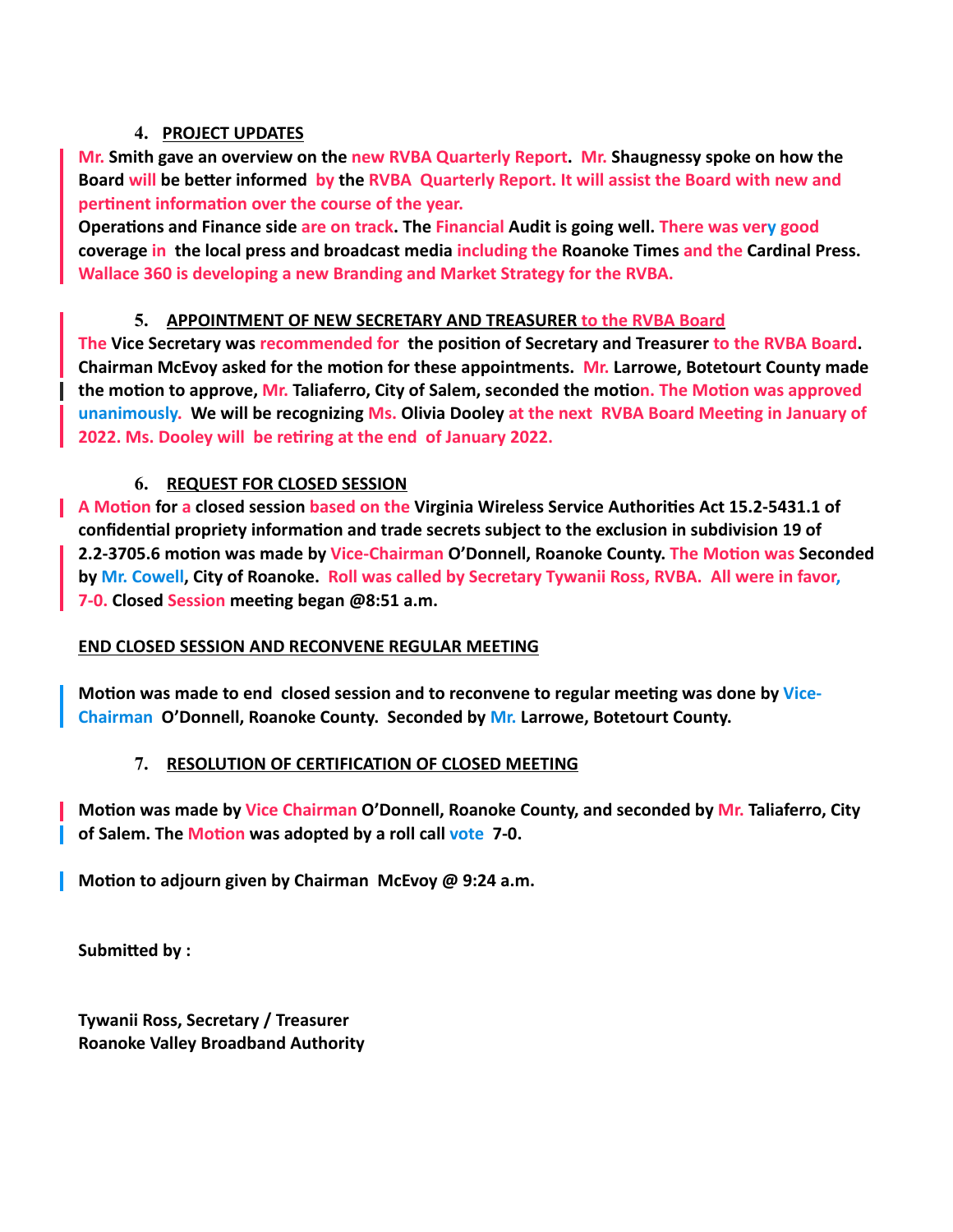### 4. PROJECT UPDATES

**Mr. Smith gave an overview on the new RVBA Quarterly Report. Mr. Shaugnessy spoke on how the Board will be better informed by the RVBA Quarterly Report. It will assist the Board with new and pertinent information over the course of the year.**

**Operations and Finance side are on track. The Financial Audit is going well. There was very good coverage in the local press and broadcast media including the Roanoke Times and the Cardinal Press. Wallace 360 is developing a new Branding and Market Strategy for the RVBA.**

### 5. APPOINTMENT OF NEW SECRETARY AND TREASURER to the RVBA Board

**The Vice Secretary was recommended for the position of Secretary and Treasurer to the RVBA Board. Chairman McEvoy asked for the motion for these appointments. Mr. Larrowe, Botetourt County made the motion to approve, Mr. Taliaferro, City of Salem, seconded the motion. The Motion was approved unanimously. We will be recognizing Ms. Olivia Dooley at the next RVBA Board Meeting in January of 2022. Ms. Dooley will be retiring at the end of January 2022.**

### 6. REQUEST FOR CLOSED SESSION

**A Motion for a closed session based on the Virginia Wireless Service Authorities Act 15.2-5431.1 of confidential propriety information and trade secrets subject to the exclusion in subdivision 19 of 2.2-3705.6 motion was made by Vice-Chairman O'Donnell, Roanoke County. The Motion was Seconded by Mr. Cowell, City of Roanoke. Roll was called by Secretary Tywanii Ross, RVBA. All were in favor, 7-0. Closed Session meeting began @8:51 a.m.**

### END CLOSED SESSION AND RECONVENE REGULAR MEETING

**Motion was made to end closed session and to reconvene to regular meeting was done by Vice-Chairman O'Donnell, Roanoke County. Seconded by Mr. Larrowe, Botetourt County.**

### 7. RESOLUTION OF CERTIFICATION OF CLOSED MEETING

**Motion was made by Vice Chairman O'Donnell, Roanoke County, and seconded by Mr. Taliaferro, City of Salem. The Motion was adopted by a roll call vote 7-0.**

**Motion to adjourn given by Chairman McEvoy @ 9:24 a.m.**

**Submitted by :**

**Tywanii Ross, Secretary / Treasurer**
**Roanoke Valley Broadband Authority**